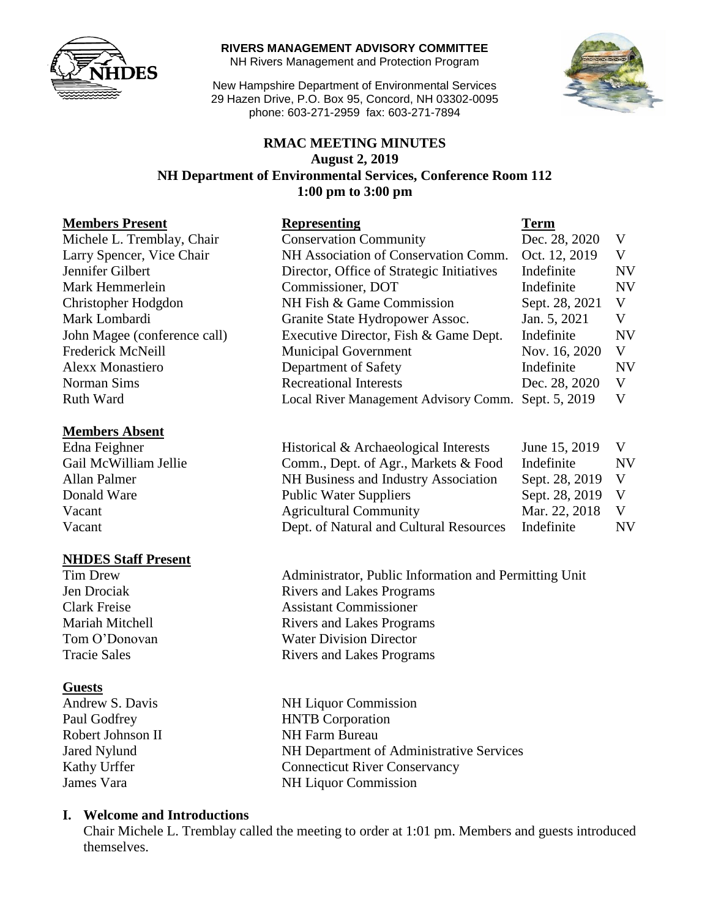**RIVERS MANAGEMENT ADVISORY COMMITTEE**
NH Rivers Management and Protection Program

New Hampshire Department of Environmental Services
29 Hazen Drive, P.O. Box 95, Concord, NH 03302-0095
phone: 603-271-2959 fax: 603-271-7894

# RMAC MEETING MINUTES
## August 2, 2019
## NH Department of Environmental Services, Conference Room 112
## 1:00 pm to 3:00 pm

| **Members Present** | **Representing** | **Term** | |
|---|---|---|---|
| Michele L. Tremblay, Chair | Conservation Community | Dec. 28, 2020 | V |
| Larry Spencer, Vice Chair | NH Association of Conservation Comm. | Oct. 12, 2019 | V |
| Jennifer Gilbert | Director, Office of Strategic Initiatives | Indefinite | NV |
| Mark Hemmerlein | Commissioner, DOT | Indefinite | NV |
| Christopher Hodgdon | NH Fish & Game Commission | Sept. 28, 2021 | V |
| Mark Lombardi | Granite State Hydropower Assoc. | Jan. 5, 2021 | V |
| John Magee (conference call) | Executive Director, Fish & Game Dept. | Indefinite | NV |
| Frederick McNeill | Municipal Government | Nov. 16, 2020 | V |
| Alexx Monastiero | Department of Safety | Indefinite | NV |
| Norman Sims | Recreational Interests | Dec. 28, 2020 | V |
| Ruth Ward | Local River Management Advisory Comm. | Sept. 5, 2019 | V |

| **Members Absent** | | | |
|---|---|---|---|
| Edna Feighner | Historical & Archaeological Interests | June 15, 2019 | V |
| Gail McWilliam Jellie | Comm., Dept. of Agr., Markets & Food | Indefinite | NV |
| Allan Palmer | NH Business and Industry Association | Sept. 28, 2019 | V |
| Donald Ware | Public Water Suppliers | Sept. 28, 2019 | V |
| Vacant | Agricultural Community | Mar. 22, 2018 | V |
| Vacant | Dept. of Natural and Cultural Resources | Indefinite | NV |

| **NHDES Staff Present** | |
|---|---|
| Tim Drew | Administrator, Public Information and Permitting Unit |
| Jen Drociak | Rivers and Lakes Programs |
| Clark Freise | Assistant Commissioner |
| Mariah Mitchell | Rivers and Lakes Programs |
| Tom O'Donovan | Water Division Director |
| Tracie Sales | Rivers and Lakes Programs |

| **Guests** | |
|---|---|
| Andrew S. Davis | NH Liquor Commission |
| Paul Godfrey | HNTB Corporation |
| Robert Johnson II | NH Farm Bureau |
| Jared Nylund | NH Department of Administrative Services |
| Kathy Urffer | Connecticut River Conservancy |
| James Vara | NH Liquor Commission |

## I. Welcome and Introductions

Chair Michele L. Tremblay called the meeting to order at 1:01 pm. Members and guests introduced themselves.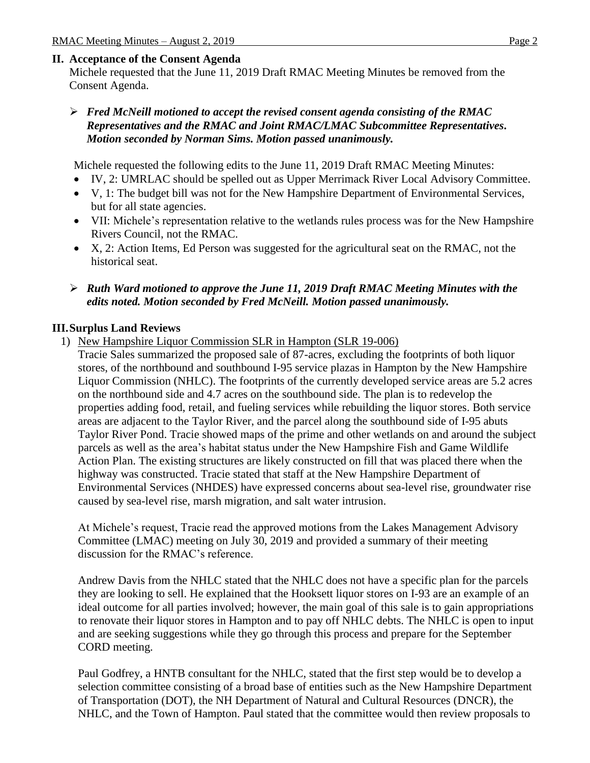## II. Acceptance of the Consent Agenda

Michele requested that the June 11, 2019 Draft RMAC Meeting Minutes be removed from the Consent Agenda.

- ***Fred McNeill motioned to accept the revised consent agenda consisting of the RMAC Representatives and the RMAC and Joint RMAC/LMAC Subcommittee Representatives. Motion seconded by Norman Sims. Motion passed unanimously.***

Michele requested the following edits to the June 11, 2019 Draft RMAC Meeting Minutes:

- IV, 2: UMRLAC should be spelled out as Upper Merrimack River Local Advisory Committee.
- V, 1: The budget bill was not for the New Hampshire Department of Environmental Services, but for all state agencies.
- VII: Michele's representation relative to the wetlands rules process was for the New Hampshire Rivers Council, not the RMAC.
- X, 2: Action Items, Ed Person was suggested for the agricultural seat on the RMAC, not the historical seat.

- ***Ruth Ward motioned to approve the June 11, 2019 Draft RMAC Meeting Minutes with the edits noted. Motion seconded by Fred McNeill. Motion passed unanimously.***

## III. Surplus Land Reviews

1) New Hampshire Liquor Commission SLR in Hampton (SLR 19-006)

Tracie Sales summarized the proposed sale of 87-acres, excluding the footprints of both liquor stores, of the northbound and southbound I-95 service plazas in Hampton by the New Hampshire Liquor Commission (NHLC). The footprints of the currently developed service areas are 5.2 acres on the northbound side and 4.7 acres on the southbound side. The plan is to redevelop the properties adding food, retail, and fueling services while rebuilding the liquor stores. Both service areas are adjacent to the Taylor River, and the parcel along the southbound side of I-95 abuts Taylor River Pond. Tracie showed maps of the prime and other wetlands on and around the subject parcels as well as the area's habitat status under the New Hampshire Fish and Game Wildlife Action Plan. The existing structures are likely constructed on fill that was placed there when the highway was constructed. Tracie stated that staff at the New Hampshire Department of Environmental Services (NHDES) have expressed concerns about sea-level rise, groundwater rise caused by sea-level rise, marsh migration, and salt water intrusion.

At Michele's request, Tracie read the approved motions from the Lakes Management Advisory Committee (LMAC) meeting on July 30, 2019 and provided a summary of their meeting discussion for the RMAC's reference.

Andrew Davis from the NHLC stated that the NHLC does not have a specific plan for the parcels they are looking to sell. He explained that the Hooksett liquor stores on I-93 are an example of an ideal outcome for all parties involved; however, the main goal of this sale is to gain appropriations to renovate their liquor stores in Hampton and to pay off NHLC debts. The NHLC is open to input and are seeking suggestions while they go through this process and prepare for the September CORD meeting.

Paul Godfrey, a HNTB consultant for the NHLC, stated that the first step would be to develop a selection committee consisting of a broad base of entities such as the New Hampshire Department of Transportation (DOT), the NH Department of Natural and Cultural Resources (DNCR), the NHLC, and the Town of Hampton. Paul stated that the committee would then review proposals to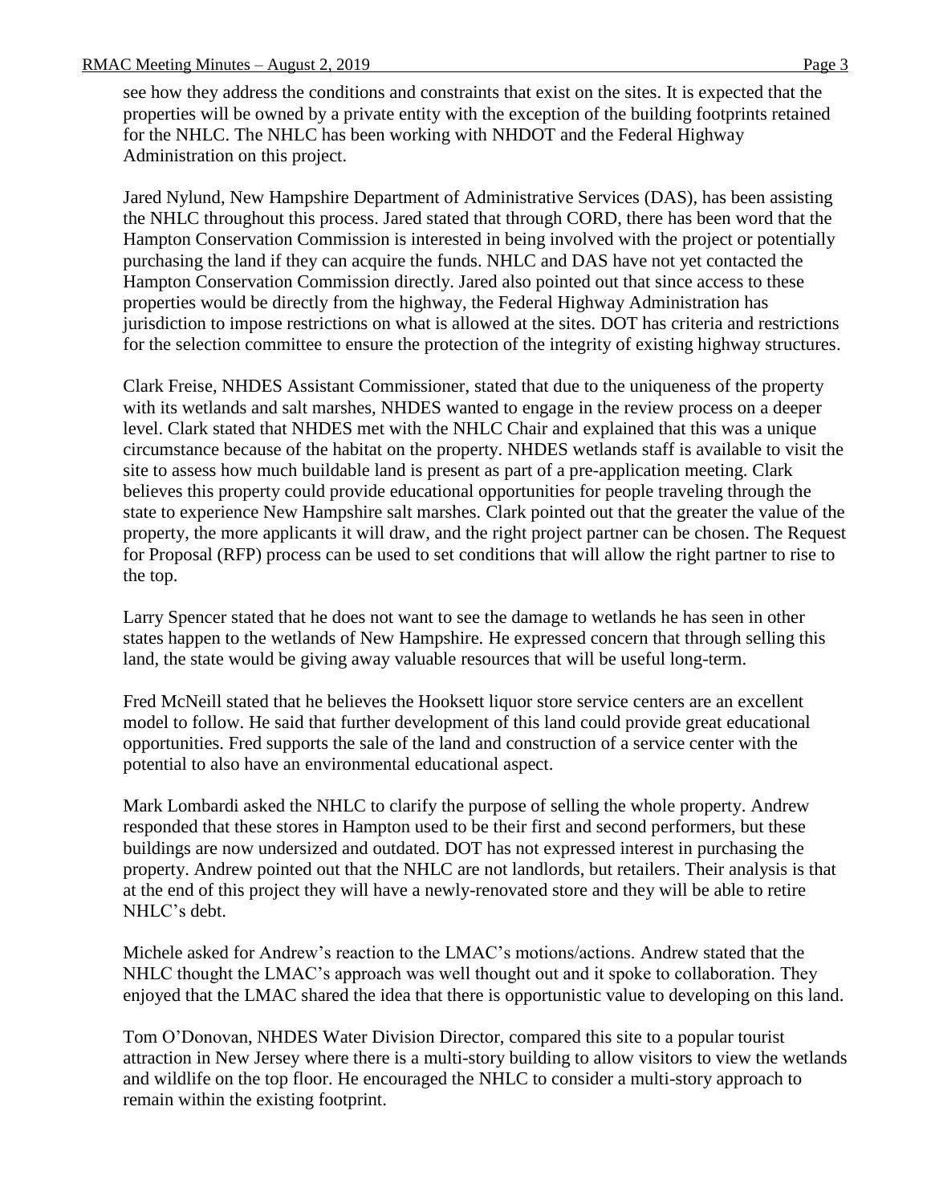see how they address the conditions and constraints that exist on the sites. It is expected that the properties will be owned by a private entity with the exception of the building footprints retained for the NHLC. The NHLC has been working with NHDOT and the Federal Highway Administration on this project.

Jared Nylund, New Hampshire Department of Administrative Services (DAS), has been assisting the NHLC throughout this process. Jared stated that through CORD, there has been word that the Hampton Conservation Commission is interested in being involved with the project or potentially purchasing the land if they can acquire the funds. NHLC and DAS have not yet contacted the Hampton Conservation Commission directly. Jared also pointed out that since access to these properties would be directly from the highway, the Federal Highway Administration has jurisdiction to impose restrictions on what is allowed at the sites. DOT has criteria and restrictions for the selection committee to ensure the protection of the integrity of existing highway structures.

Clark Freise, NHDES Assistant Commissioner, stated that due to the uniqueness of the property with its wetlands and salt marshes, NHDES wanted to engage in the review process on a deeper level. Clark stated that NHDES met with the NHLC Chair and explained that this was a unique circumstance because of the habitat on the property. NHDES wetlands staff is available to visit the site to assess how much buildable land is present as part of a pre-application meeting. Clark believes this property could provide educational opportunities for people traveling through the state to experience New Hampshire salt marshes. Clark pointed out that the greater the value of the property, the more applicants it will draw, and the right project partner can be chosen. The Request for Proposal (RFP) process can be used to set conditions that will allow the right partner to rise to the top.

Larry Spencer stated that he does not want to see the damage to wetlands he has seen in other states happen to the wetlands of New Hampshire. He expressed concern that through selling this land, the state would be giving away valuable resources that will be useful long-term.

Fred McNeill stated that he believes the Hooksett liquor store service centers are an excellent model to follow. He said that further development of this land could provide great educational opportunities. Fred supports the sale of the land and construction of a service center with the potential to also have an environmental educational aspect.

Mark Lombardi asked the NHLC to clarify the purpose of selling the whole property. Andrew responded that these stores in Hampton used to be their first and second performers, but these buildings are now undersized and outdated. DOT has not expressed interest in purchasing the property. Andrew pointed out that the NHLC are not landlords, but retailers. Their analysis is that at the end of this project they will have a newly-renovated store and they will be able to retire NHLC's debt.

Michele asked for Andrew's reaction to the LMAC's motions/actions. Andrew stated that the NHLC thought the LMAC's approach was well thought out and it spoke to collaboration. They enjoyed that the LMAC shared the idea that there is opportunistic value to developing on this land.

Tom O'Donovan, NHDES Water Division Director, compared this site to a popular tourist attraction in New Jersey where there is a multi-story building to allow visitors to view the wetlands and wildlife on the top floor. He encouraged the NHLC to consider a multi-story approach to remain within the existing footprint.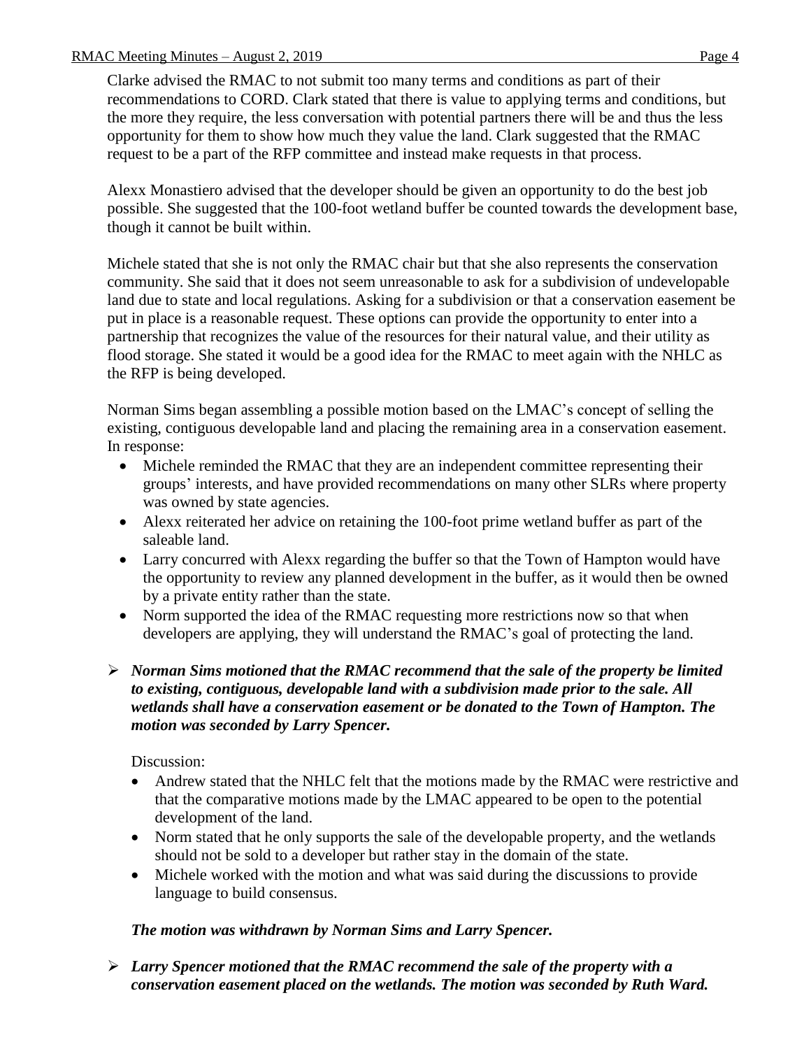Clarke advised the RMAC to not submit too many terms and conditions as part of their recommendations to CORD. Clark stated that there is value to applying terms and conditions, but the more they require, the less conversation with potential partners there will be and thus the less opportunity for them to show how much they value the land. Clark suggested that the RMAC request to be a part of the RFP committee and instead make requests in that process.

Alexx Monastiero advised that the developer should be given an opportunity to do the best job possible. She suggested that the 100-foot wetland buffer be counted towards the development base, though it cannot be built within.

Michele stated that she is not only the RMAC chair but that she also represents the conservation community. She said that it does not seem unreasonable to ask for a subdivision of undevelopable land due to state and local regulations. Asking for a subdivision or that a conservation easement be put in place is a reasonable request. These options can provide the opportunity to enter into a partnership that recognizes the value of the resources for their natural value, and their utility as flood storage. She stated it would be a good idea for the RMAC to meet again with the NHLC as the RFP is being developed.

Norman Sims began assembling a possible motion based on the LMAC's concept of selling the existing, contiguous developable land and placing the remaining area in a conservation easement. In response:

- Michele reminded the RMAC that they are an independent committee representing their groups' interests, and have provided recommendations on many other SLRs where property was owned by state agencies.
- Alexx reiterated her advice on retaining the 100-foot prime wetland buffer as part of the saleable land.
- Larry concurred with Alexx regarding the buffer so that the Town of Hampton would have the opportunity to review any planned development in the buffer, as it would then be owned by a private entity rather than the state.
- Norm supported the idea of the RMAC requesting more restrictions now so that when developers are applying, they will understand the RMAC's goal of protecting the land.

➢ ***Norman Sims motioned that the RMAC recommend that the sale of the property be limited to existing, contiguous, developable land with a subdivision made prior to the sale. All wetlands shall have a conservation easement or be donated to the Town of Hampton. The motion was seconded by Larry Spencer.***

Discussion:

- Andrew stated that the NHLC felt that the motions made by the RMAC were restrictive and that the comparative motions made by the LMAC appeared to be open to the potential development of the land.
- Norm stated that he only supports the sale of the developable property, and the wetlands should not be sold to a developer but rather stay in the domain of the state.
- Michele worked with the motion and what was said during the discussions to provide language to build consensus.

***The motion was withdrawn by Norman Sims and Larry Spencer.***

➢ ***Larry Spencer motioned that the RMAC recommend the sale of the property with a conservation easement placed on the wetlands. The motion was seconded by Ruth Ward.***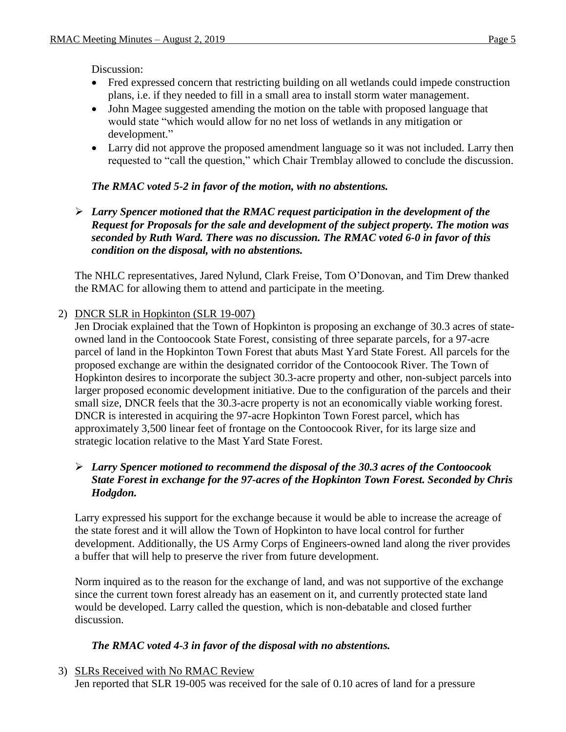Discussion:

- Fred expressed concern that restricting building on all wetlands could impede construction plans, i.e. if they needed to fill in a small area to install storm water management.
- John Magee suggested amending the motion on the table with proposed language that would state "which would allow for no net loss of wetlands in any mitigation or development."
- Larry did not approve the proposed amendment language so it was not included. Larry then requested to "call the question," which Chair Tremblay allowed to conclude the discussion.

***The RMAC voted 5-2 in favor of the motion, with no abstentions.***

- ***Larry Spencer motioned that the RMAC request participation in the development of the Request for Proposals for the sale and development of the subject property. The motion was seconded by Ruth Ward. There was no discussion. The RMAC voted 6-0 in favor of this condition on the disposal, with no abstentions.***

The NHLC representatives, Jared Nylund, Clark Freise, Tom O'Donovan, and Tim Drew thanked the RMAC for allowing them to attend and participate in the meeting.

2) DNCR SLR in Hopkinton (SLR 19-007)

Jen Drociak explained that the Town of Hopkinton is proposing an exchange of 30.3 acres of state-owned land in the Contoocook State Forest, consisting of three separate parcels, for a 97-acre parcel of land in the Hopkinton Town Forest that abuts Mast Yard State Forest. All parcels for the proposed exchange are within the designated corridor of the Contoocook River. The Town of Hopkinton desires to incorporate the subject 30.3-acre property and other, non-subject parcels into larger proposed economic development initiative. Due to the configuration of the parcels and their small size, DNCR feels that the 30.3-acre property is not an economically viable working forest. DNCR is interested in acquiring the 97-acre Hopkinton Town Forest parcel, which has approximately 3,500 linear feet of frontage on the Contoocook River, for its large size and strategic location relative to the Mast Yard State Forest.

- ***Larry Spencer motioned to recommend the disposal of the 30.3 acres of the Contoocook State Forest in exchange for the 97-acres of the Hopkinton Town Forest. Seconded by Chris Hodgdon.***

Larry expressed his support for the exchange because it would be able to increase the acreage of the state forest and it will allow the Town of Hopkinton to have local control for further development. Additionally, the US Army Corps of Engineers-owned land along the river provides a buffer that will help to preserve the river from future development.

Norm inquired as to the reason for the exchange of land, and was not supportive of the exchange since the current town forest already has an easement on it, and currently protected state land would be developed. Larry called the question, which is non-debatable and closed further discussion.

***The RMAC voted 4-3 in favor of the disposal with no abstentions.***

3) SLRs Received with No RMAC Review

Jen reported that SLR 19-005 was received for the sale of 0.10 acres of land for a pressure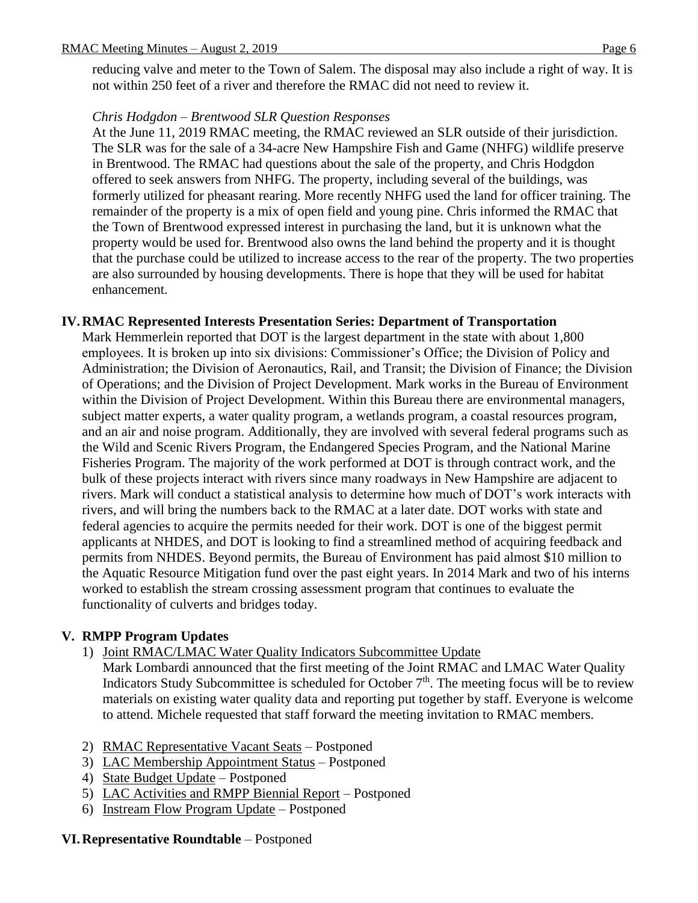reducing valve and meter to the Town of Salem. The disposal may also include a right of way. It is not within 250 feet of a river and therefore the RMAC did not need to review it.

*Chris Hodgdon – Brentwood SLR Question Responses*

At the June 11, 2019 RMAC meeting, the RMAC reviewed an SLR outside of their jurisdiction. The SLR was for the sale of a 34-acre New Hampshire Fish and Game (NHFG) wildlife preserve in Brentwood. The RMAC had questions about the sale of the property, and Chris Hodgdon offered to seek answers from NHFG. The property, including several of the buildings, was formerly utilized for pheasant rearing. More recently NHFG used the land for officer training. The remainder of the property is a mix of open field and young pine. Chris informed the RMAC that the Town of Brentwood expressed interest in purchasing the land, but it is unknown what the property would be used for. Brentwood also owns the land behind the property and it is thought that the purchase could be utilized to increase access to the rear of the property. The two properties are also surrounded by housing developments. There is hope that they will be used for habitat enhancement.

## IV. RMAC Represented Interests Presentation Series: Department of Transportation

Mark Hemmerlein reported that DOT is the largest department in the state with about 1,800 employees. It is broken up into six divisions: Commissioner's Office; the Division of Policy and Administration; the Division of Aeronautics, Rail, and Transit; the Division of Finance; the Division of Operations; and the Division of Project Development. Mark works in the Bureau of Environment within the Division of Project Development. Within this Bureau there are environmental managers, subject matter experts, a water quality program, a wetlands program, a coastal resources program, and an air and noise program. Additionally, they are involved with several federal programs such as the Wild and Scenic Rivers Program, the Endangered Species Program, and the National Marine Fisheries Program. The majority of the work performed at DOT is through contract work, and the bulk of these projects interact with rivers since many roadways in New Hampshire are adjacent to rivers. Mark will conduct a statistical analysis to determine how much of DOT's work interacts with rivers, and will bring the numbers back to the RMAC at a later date. DOT works with state and federal agencies to acquire the permits needed for their work. DOT is one of the biggest permit applicants at NHDES, and DOT is looking to find a streamlined method of acquiring feedback and permits from NHDES. Beyond permits, the Bureau of Environment has paid almost \$10 million to the Aquatic Resource Mitigation fund over the past eight years. In 2014 Mark and two of his interns worked to establish the stream crossing assessment program that continues to evaluate the functionality of culverts and bridges today.

## V. RMPP Program Updates

1) Joint RMAC/LMAC Water Quality Indicators Subcommittee Update
   Mark Lombardi announced that the first meeting of the Joint RMAC and LMAC Water Quality Indicators Study Subcommittee is scheduled for October 7th. The meeting focus will be to review materials on existing water quality data and reporting put together by staff. Everyone is welcome to attend. Michele requested that staff forward the meeting invitation to RMAC members.

2) RMAC Representative Vacant Seats – Postponed
3) LAC Membership Appointment Status – Postponed
4) State Budget Update – Postponed
5) LAC Activities and RMPP Biennial Report – Postponed
6) Instream Flow Program Update – Postponed

## VI. Representative Roundtable – Postponed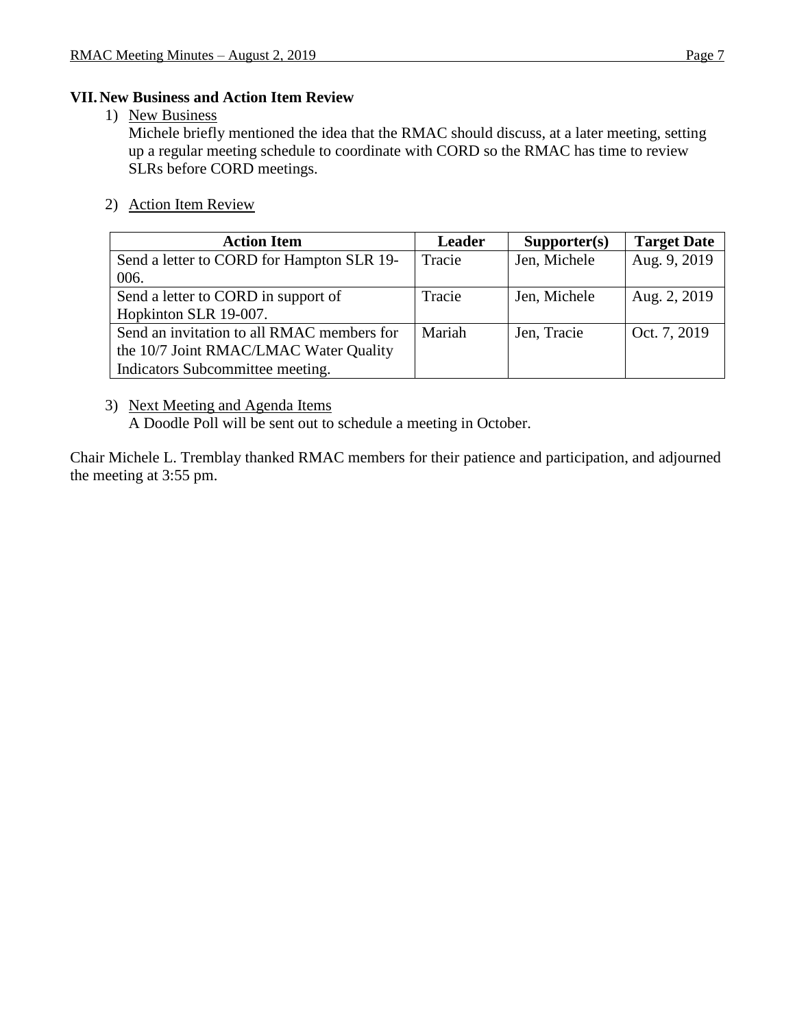## VII. New Business and Action Item Review

1) New Business

   Michele briefly mentioned the idea that the RMAC should discuss, at a later meeting, setting up a regular meeting schedule to coordinate with CORD so the RMAC has time to review SLRs before CORD meetings.

2) Action Item Review

| Action Item | Leader | Supporter(s) | Target Date |
|---|---|---|---|
| Send a letter to CORD for Hampton SLR 19-006. | Tracie | Jen, Michele | Aug. 9, 2019 |
| Send a letter to CORD in support of Hopkinton SLR 19-007. | Tracie | Jen, Michele | Aug. 2, 2019 |
| Send an invitation to all RMAC members for the 10/7 Joint RMAC/LMAC Water Quality Indicators Subcommittee meeting. | Mariah | Jen, Tracie | Oct. 7, 2019 |

3) Next Meeting and Agenda Items

   A Doodle Poll will be sent out to schedule a meeting in October.

Chair Michele L. Tremblay thanked RMAC members for their patience and participation, and adjourned the meeting at 3:55 pm.